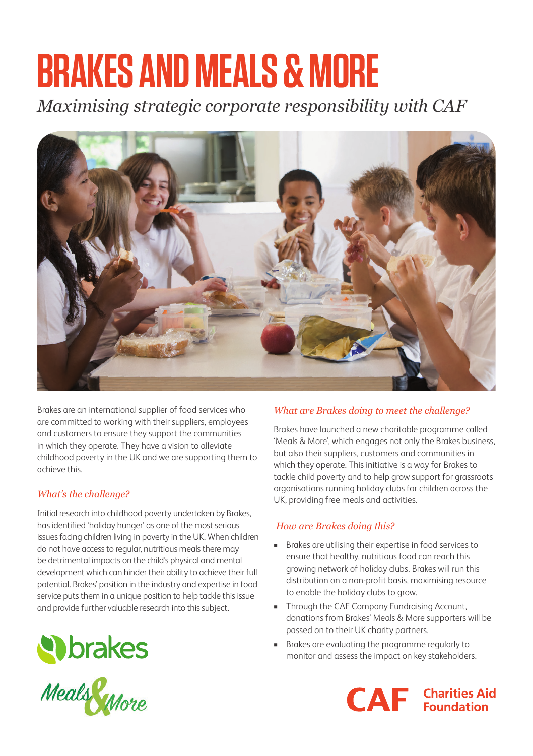# BRAKES AND MEALS & MORE

*Maximising strategic corporate responsibility with CAF*

Brakes are an international supplier of food services who are committed to working with their suppliers, employees and customers to ensure they support the communities in which they operate. They have a vision to alleviate childhood poverty in the UK and we are supporting them to achieve this.

### *What's the challenge?*

Initial research into childhood poverty undertaken by Brakes, has identified 'holiday hunger' as one of the most serious issues facing children living in poverty in the UK. When children do not have access to regular, nutritious meals there may be detrimental impacts on the child's physical and mental development which can hinder their ability to achieve their full potential. Brakes' position in the industry and expertise in food service puts them in a unique position to help tackle this issue and provide further valuable research into this subject.

### *What are Brakes doing to meet the challenge?*

Brakes have launched a new charitable programme called 'Meals & More', which engages not only the Brakes business, but also their suppliers, customers and communities in which they operate. This initiative is a way for Brakes to tackle child poverty and to help grow support for grassroots organisations running holiday clubs for children across the UK, providing free meals and activities.

### *How are Brakes doing this?*

- Brakes are utilising their expertise in food services to ensure that healthy, nutritious food can reach this growing network of holiday clubs. Brakes will run this distribution on a non-profit basis, maximising resource to enable the holiday clubs to grow.
- Through the CAF Company Fundraising Account, donations from Brakes' Meals & More supporters will be passed on to their UK charity partners.
- Brakes are evaluating the programme regularly to monitor and assess the impact on key stakeholders.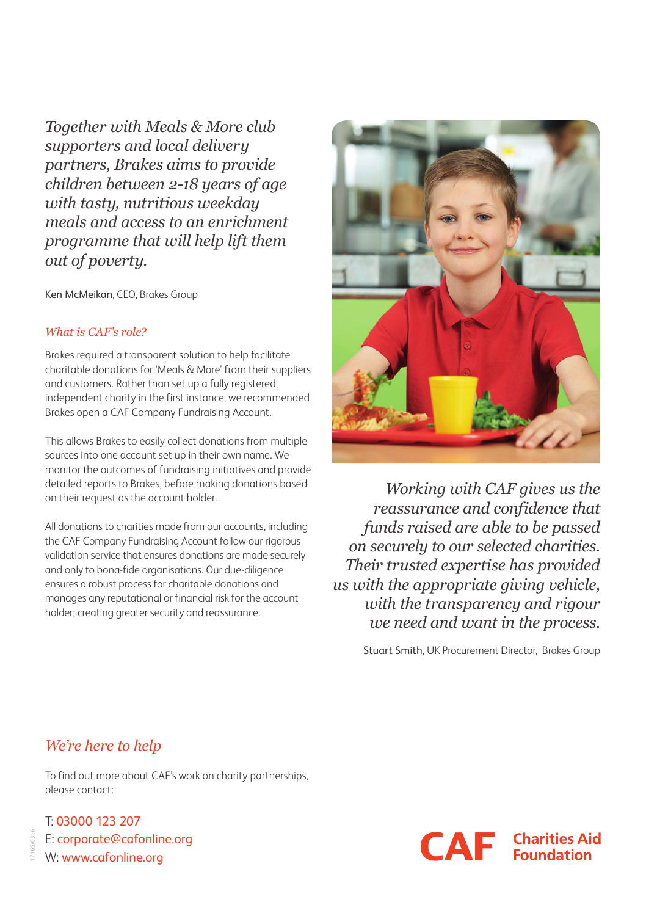*Together with Meals & More club supporters and local delivery partners, Brakes aims to provide children between 2-18 years of age with tasty, nutritious weekday meals and access to an enrichment programme that will help lift them out of poverty.*

Ken McMeikan, CEO, Brakes Group

### *What is CAF's role?*

Brakes required a transparent solution to help facilitate charitable donations for 'Meals & More' from their suppliers and customers. Rather than set up a fully registered, independent charity in the first instance, we recommended Brakes open a CAF Company Fundraising Account.

This allows Brakes to easily collect donations from multiple sources into one account set up in their own name. We monitor the outcomes of fundraising initiatives and provide detailed reports to Brakes, before making donations based on their request as the account holder.

All donations to charities made from our accounts, including the CAF Company Fundraising Account follow our rigorous validation service that ensures donations are made securely and only to bona-fide organisations. Our due-diligence ensures a robust process for charitable donations and manages any reputational or financial risk for the account holder; creating greater security and reassurance.

*Working with CAF gives us the reassurance and confidence that funds raised are able to be passed on securely to our selected charities. Their trusted expertise has provided us with the appropriate giving vehicle, with the transparency and rigour we need and want in the process.*

Stuart Smith, UK Procurement Director, Brakes Group

## *We're here to help*

To find out more about CAF's work on charity partnerships, please contact:

T: 03000 123 207
E: corporate@cafonline.org
W: www.cafonline.org

CAF Charities Aid Foundation

17165/0316